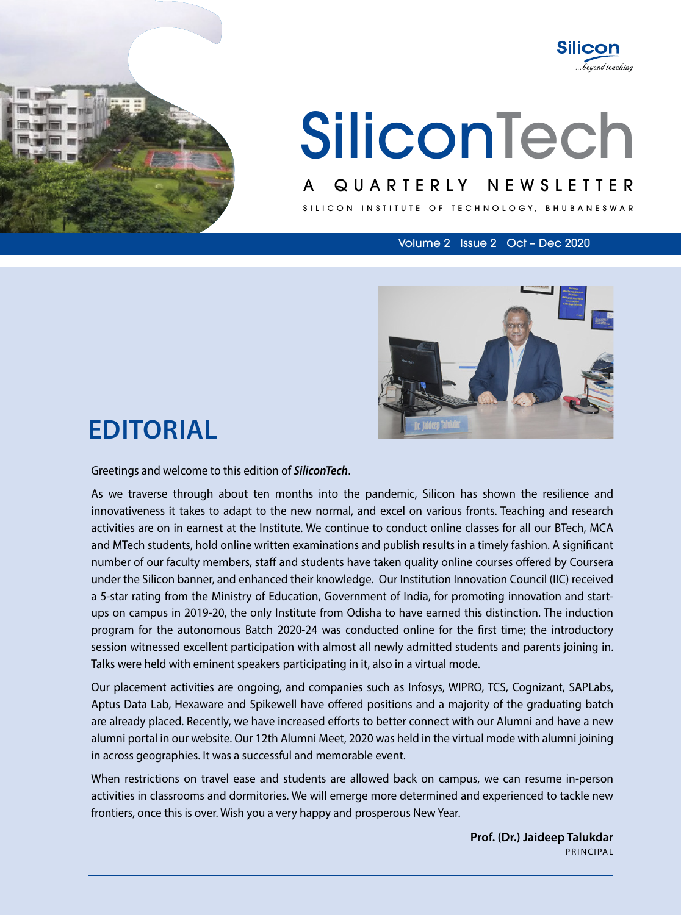Silicon
...beyond teaching

# SiliconTech

A QUARTERLY NEWSLETTER

SILICON INSTITUTE OF TECHNOLOGY, BHUBANESWAR

Volume 2 Issue 2 Oct – Dec 2020

## EDITORIAL

Greetings and welcome to this edition of ***SiliconTech***.

As we traverse through about ten months into the pandemic, Silicon has shown the resilience and innovativeness it takes to adapt to the new normal, and excel on various fronts. Teaching and research activities are on in earnest at the Institute. We continue to conduct online classes for all our BTech, MCA and MTech students, hold online written examinations and publish results in a timely fashion. A significant number of our faculty members, staff and students have taken quality online courses offered by Coursera under the Silicon banner, and enhanced their knowledge. Our Institution Innovation Council (IIC) received a 5-star rating from the Ministry of Education, Government of India, for promoting innovation and start-ups on campus in 2019-20, the only Institute from Odisha to have earned this distinction. The induction program for the autonomous Batch 2020-24 was conducted online for the first time; the introductory session witnessed excellent participation with almost all newly admitted students and parents joining in. Talks were held with eminent speakers participating in it, also in a virtual mode.

Our placement activities are ongoing, and companies such as Infosys, WIPRO, TCS, Cognizant, SAPLabs, Aptus Data Lab, Hexaware and Spikewell have offered positions and a majority of the graduating batch are already placed. Recently, we have increased efforts to better connect with our Alumni and have a new alumni portal in our website. Our 12th Alumni Meet, 2020 was held in the virtual mode with alumni joining in across geographies. It was a successful and memorable event.

When restrictions on travel ease and students are allowed back on campus, we can resume in-person activities in classrooms and dormitories. We will emerge more determined and experienced to tackle new frontiers, once this is over. Wish you a very happy and prosperous New Year.

**Prof. (Dr.) Jaideep Talukdar**
PRINCIPAL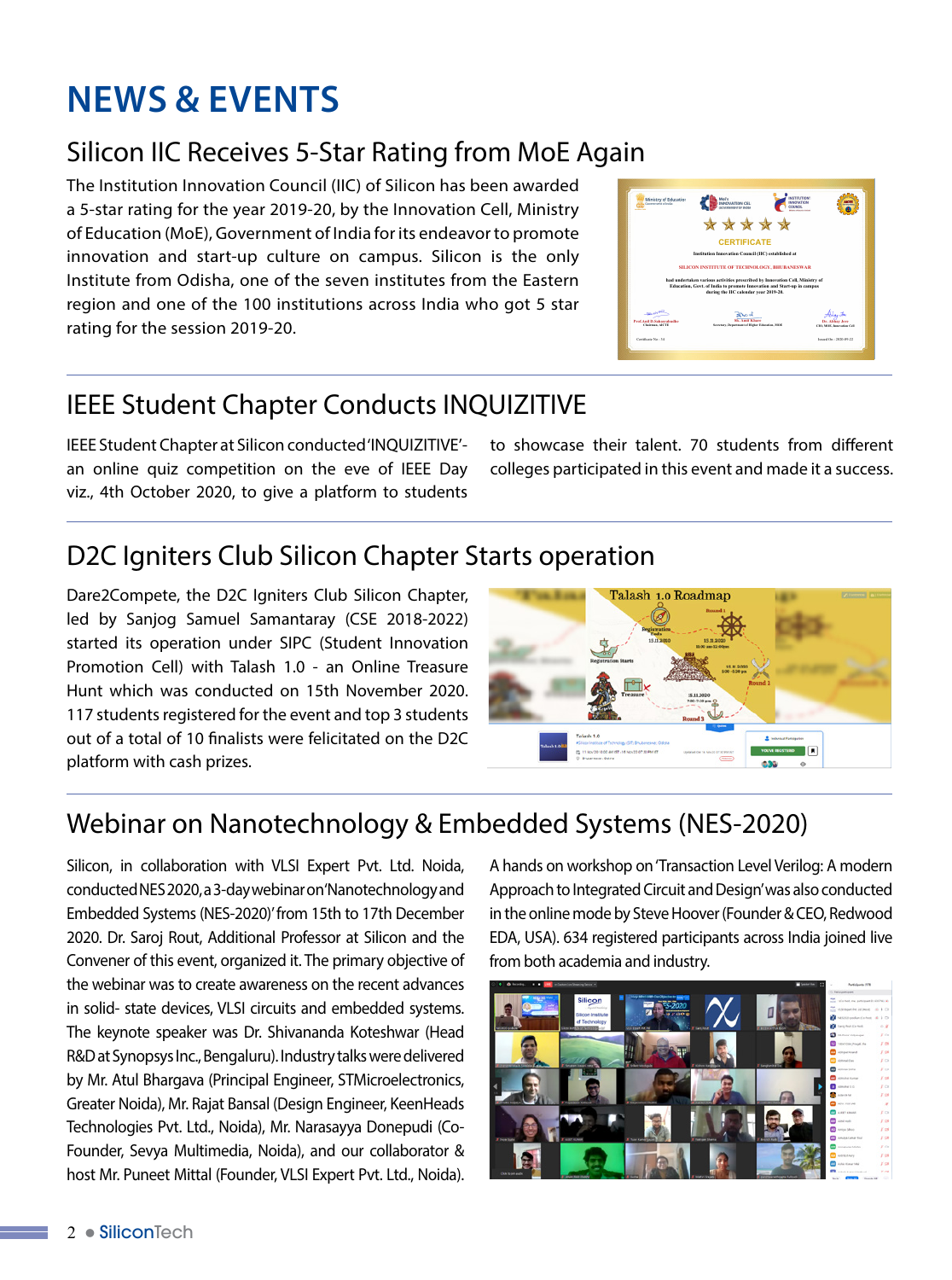# NEWS & EVENTS

## Silicon IIC Receives 5-Star Rating from MoE Again

The Institution Innovation Council (IIC) of Silicon has been awarded a 5-star rating for the year 2019-20, by the Innovation Cell, Ministry of Education (MoE), Government of India for its endeavor to promote innovation and start-up culture on campus. Silicon is the only Institute from Odisha, one of the seven institutes from the Eastern region and one of the 100 institutions across India who got 5 star rating for the session 2019-20.

## IEEE Student Chapter Conducts INQUIZITIVE

IEEE Student Chapter at Silicon conducted 'INQUIZITIVE'- an online quiz competition on the eve of IEEE Day viz., 4th October 2020, to give a platform to students to showcase their talent. 70 students from different colleges participated in this event and made it a success.

## D2C Igniters Club Silicon Chapter Starts operation

Dare2Compete, the D2C Igniters Club Silicon Chapter, led by Sanjog Samuel Samantaray (CSE 2018-2022) started its operation under SIPC (Student Innovation Promotion Cell) with Talash 1.0 - an Online Treasure Hunt which was conducted on 15th November 2020. 117 students registered for the event and top 3 students out of a total of 10 finalists were felicitated on the D2C platform with cash prizes.

## Webinar on Nanotechnology & Embedded Systems (NES-2020)

Silicon, in collaboration with VLSI Expert Pvt. Ltd. Noida, conducted NES 2020, a 3-day webinar on 'Nanotechnology and Embedded Systems (NES-2020)' from 15th to 17th December 2020. Dr. Saroj Rout, Additional Professor at Silicon and the Convener of this event, organized it. The primary objective of the webinar was to create awareness on the recent advances in solid- state devices, VLSI circuits and embedded systems. The keynote speaker was Dr. Shivananda Koteshwar (Head R&D at Synopsys Inc., Bengaluru). Industry talks were delivered by Mr. Atul Bhargava (Principal Engineer, STMicroelectronics, Greater Noida), Mr. Rajat Bansal (Design Engineer, KeenHeads Technologies Pvt. Ltd., Noida), Mr. Narasayya Donepudi (Co-Founder, Sevya Multimedia, Noida), and our collaborator & host Mr. Puneet Mittal (Founder, VLSI Expert Pvt. Ltd., Noida).

A hands on workshop on 'Transaction Level Verilog: A modern Approach to Integrated Circuit and Design' was also conducted in the online mode by Steve Hoover (Founder & CEO, Redwood EDA, USA). 634 registered participants across India joined live from both academia and industry.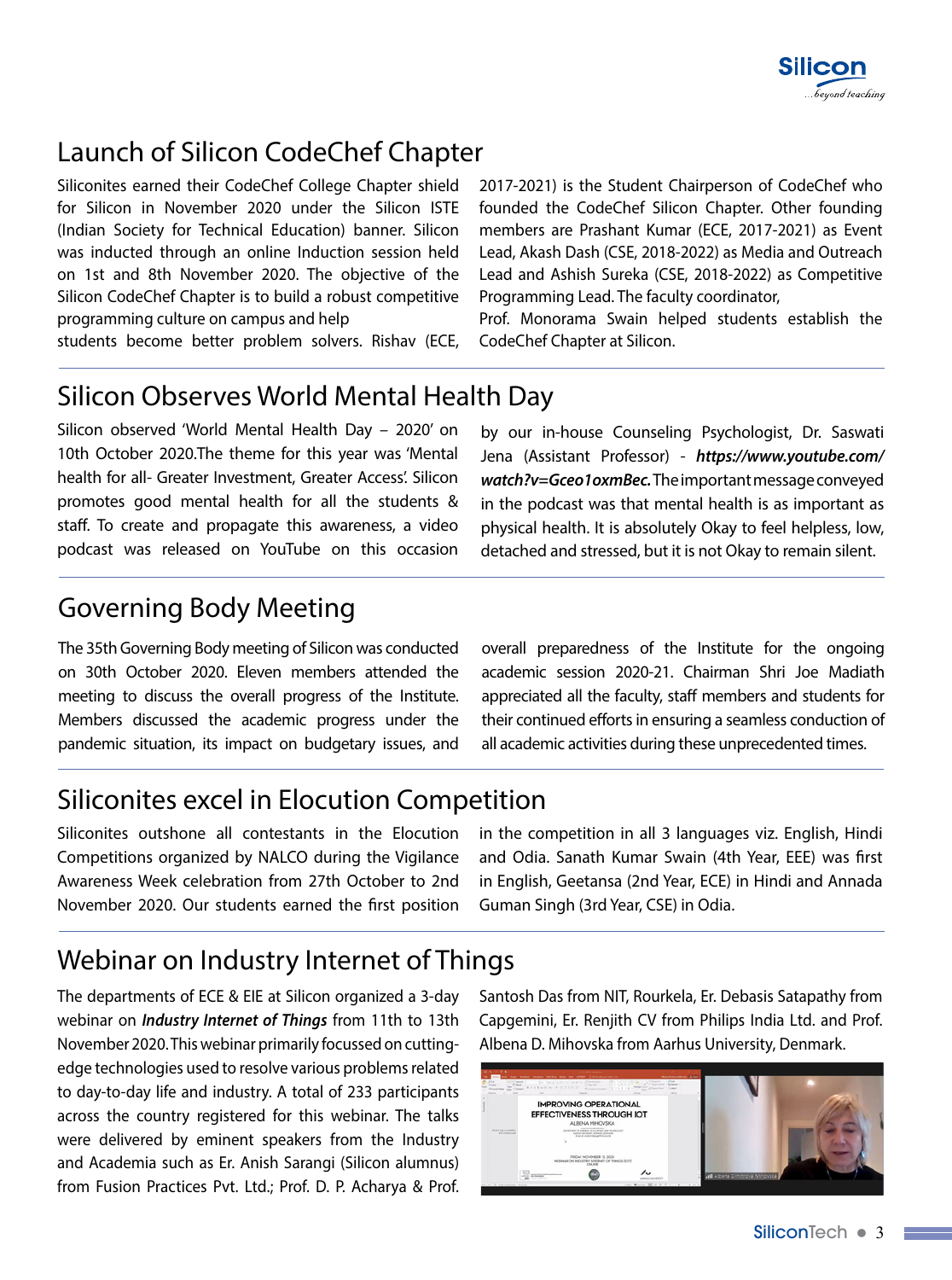## Launch of Silicon CodeChef Chapter

Siliconites earned their CodeChef College Chapter shield for Silicon in November 2020 under the Silicon ISTE (Indian Society for Technical Education) banner. Silicon was inducted through an online Induction session held on 1st and 8th November 2020. The objective of the Silicon CodeChef Chapter is to build a robust competitive programming culture on campus and help students become better problem solvers. Rishav (ECE, 2017-2021) is the Student Chairperson of CodeChef who founded the CodeChef Silicon Chapter. Other founding members are Prashant Kumar (ECE, 2017-2021) as Event Lead, Akash Dash (CSE, 2018-2022) as Media and Outreach Lead and Ashish Sureka (CSE, 2018-2022) as Competitive Programming Lead. The faculty coordinator, Prof. Monorama Swain helped students establish the CodeChef Chapter at Silicon.

## Silicon Observes World Mental Health Day

Silicon observed 'World Mental Health Day – 2020' on 10th October 2020.The theme for this year was 'Mental health for all- Greater Investment, Greater Access'. Silicon promotes good mental health for all the students & staff. To create and propagate this awareness, a video podcast was released on YouTube on this occasion by our in-house Counseling Psychologist, Dr. Saswati Jena (Assistant Professor) - ***https://www.youtube.com/watch?v=Gceo1oxmBec.*** The important message conveyed in the podcast was that mental health is as important as physical health. It is absolutely Okay to feel helpless, low, detached and stressed, but it is not Okay to remain silent.

## Governing Body Meeting

The 35th Governing Body meeting of Silicon was conducted on 30th October 2020. Eleven members attended the meeting to discuss the overall progress of the Institute. Members discussed the academic progress under the pandemic situation, its impact on budgetary issues, and overall preparedness of the Institute for the ongoing academic session 2020-21. Chairman Shri Joe Madiath appreciated all the faculty, staff members and students for their continued efforts in ensuring a seamless conduction of all academic activities during these unprecedented times.

## Siliconites excel in Elocution Competition

Siliconites outshone all contestants in the Elocution Competitions organized by NALCO during the Vigilance Awareness Week celebration from 27th October to 2nd November 2020. Our students earned the first position in the competition in all 3 languages viz. English, Hindi and Odia. Sanath Kumar Swain (4th Year, EEE) was first in English, Geetansa (2nd Year, ECE) in Hindi and Annada Guman Singh (3rd Year, CSE) in Odia.

## Webinar on Industry Internet of Things

The departments of ECE & EIE at Silicon organized a 3-day webinar on ***Industry Internet of Things*** from 11th to 13th November 2020. This webinar primarily focussed on cutting-edge technologies used to resolve various problems related to day-to-day life and industry. A total of 233 participants across the country registered for this webinar. The talks were delivered by eminent speakers from the Industry and Academia such as Er. Anish Sarangi (Silicon alumnus) from Fusion Practices Pvt. Ltd.; Prof. D. P. Acharya & Prof. Santosh Das from NIT, Rourkela, Er. Debasis Satapathy from Capgemini, Er. Renjith CV from Philips India Ltd. and Prof. Albena D. Mihovska from Aarhus University, Denmark.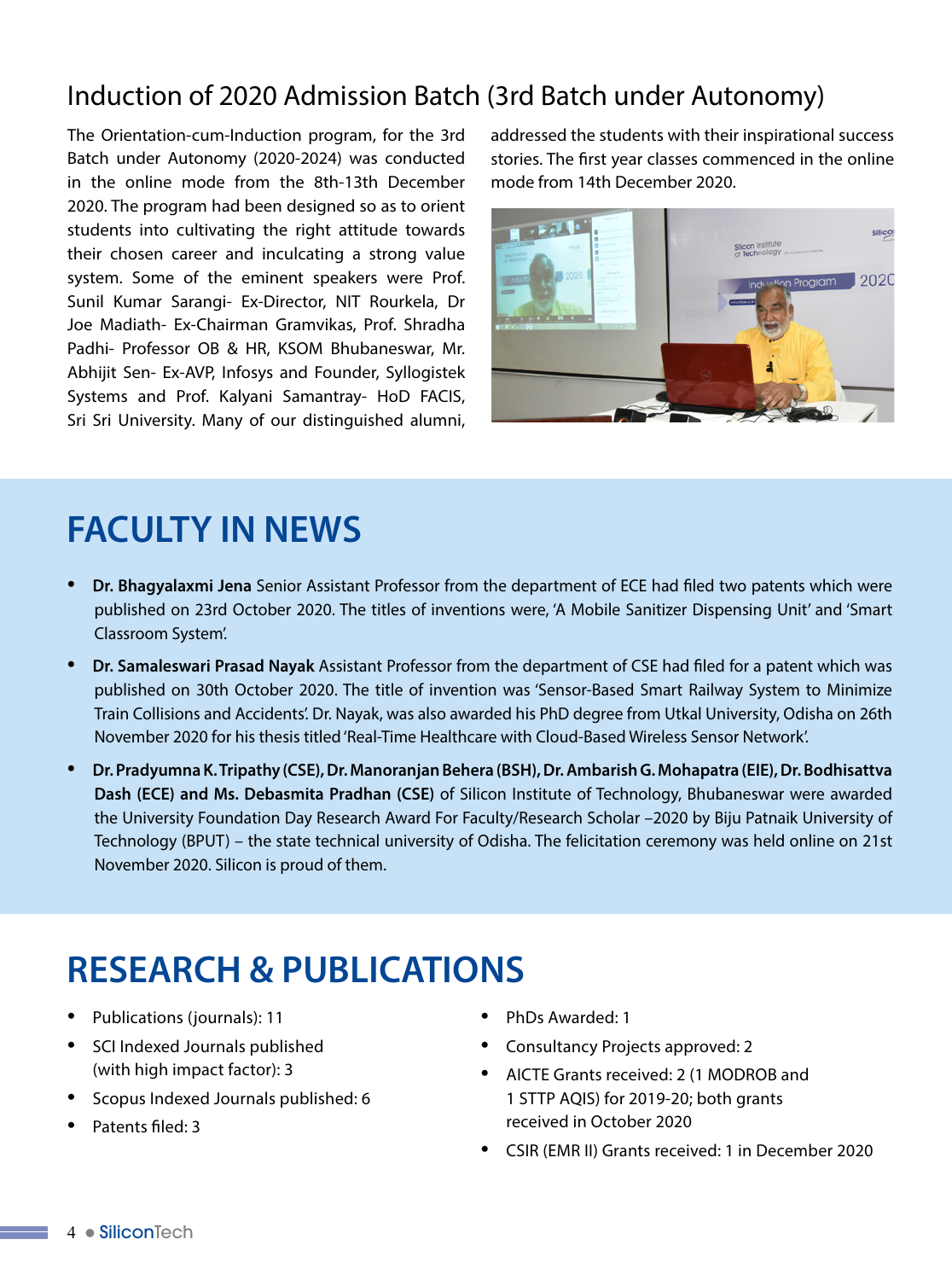## Induction of 2020 Admission Batch (3rd Batch under Autonomy)

The Orientation-cum-Induction program, for the 3rd Batch under Autonomy (2020-2024) was conducted in the online mode from the 8th-13th December 2020. The program had been designed so as to orient students into cultivating the right attitude towards their chosen career and inculcating a strong value system. Some of the eminent speakers were Prof. Sunil Kumar Sarangi- Ex-Director, NIT Rourkela, Dr Joe Madiath- Ex-Chairman Gramvikas, Prof. Shradha Padhi- Professor OB & HR, KSOM Bhubaneswar, Mr. Abhijit Sen- Ex-AVP, Infosys and Founder, Syllogistek Systems and Prof. Kalyani Samantray- HoD FACIS, Sri Sri University. Many of our distinguished alumni, addressed the students with their inspirational success stories. The first year classes commenced in the online mode from 14th December 2020.

# FACULTY IN NEWS

- **Dr. Bhagyalaxmi Jena** Senior Assistant Professor from the department of ECE had filed two patents which were published on 23rd October 2020. The titles of inventions were, 'A Mobile Sanitizer Dispensing Unit' and 'Smart Classroom System'.
- **Dr. Samaleswari Prasad Nayak** Assistant Professor from the department of CSE had filed for a patent which was published on 30th October 2020. The title of invention was 'Sensor-Based Smart Railway System to Minimize Train Collisions and Accidents'. Dr. Nayak, was also awarded his PhD degree from Utkal University, Odisha on 26th November 2020 for his thesis titled 'Real-Time Healthcare with Cloud-Based Wireless Sensor Network'.
- **Dr. Pradyumna K. Tripathy (CSE), Dr. Manoranjan Behera (BSH), Dr. Ambarish G. Mohapatra (EIE), Dr. Bodhisattva Dash (ECE) and Ms. Debasmita Pradhan (CSE)** of Silicon Institute of Technology, Bhubaneswar were awarded the University Foundation Day Research Award For Faculty/Research Scholar –2020 by Biju Patnaik University of Technology (BPUT) – the state technical university of Odisha. The felicitation ceremony was held online on 21st November 2020. Silicon is proud of them.

# RESEARCH & PUBLICATIONS

- Publications (journals): 11
- SCI Indexed Journals published (with high impact factor): 3
- Scopus Indexed Journals published: 6
- Patents filed: 3
- PhDs Awarded: 1
- Consultancy Projects approved: 2
- AICTE Grants received: 2 (1 MODROB and 1 STTP AQIS) for 2019-20; both grants received in October 2020
- CSIR (EMR II) Grants received: 1 in December 2020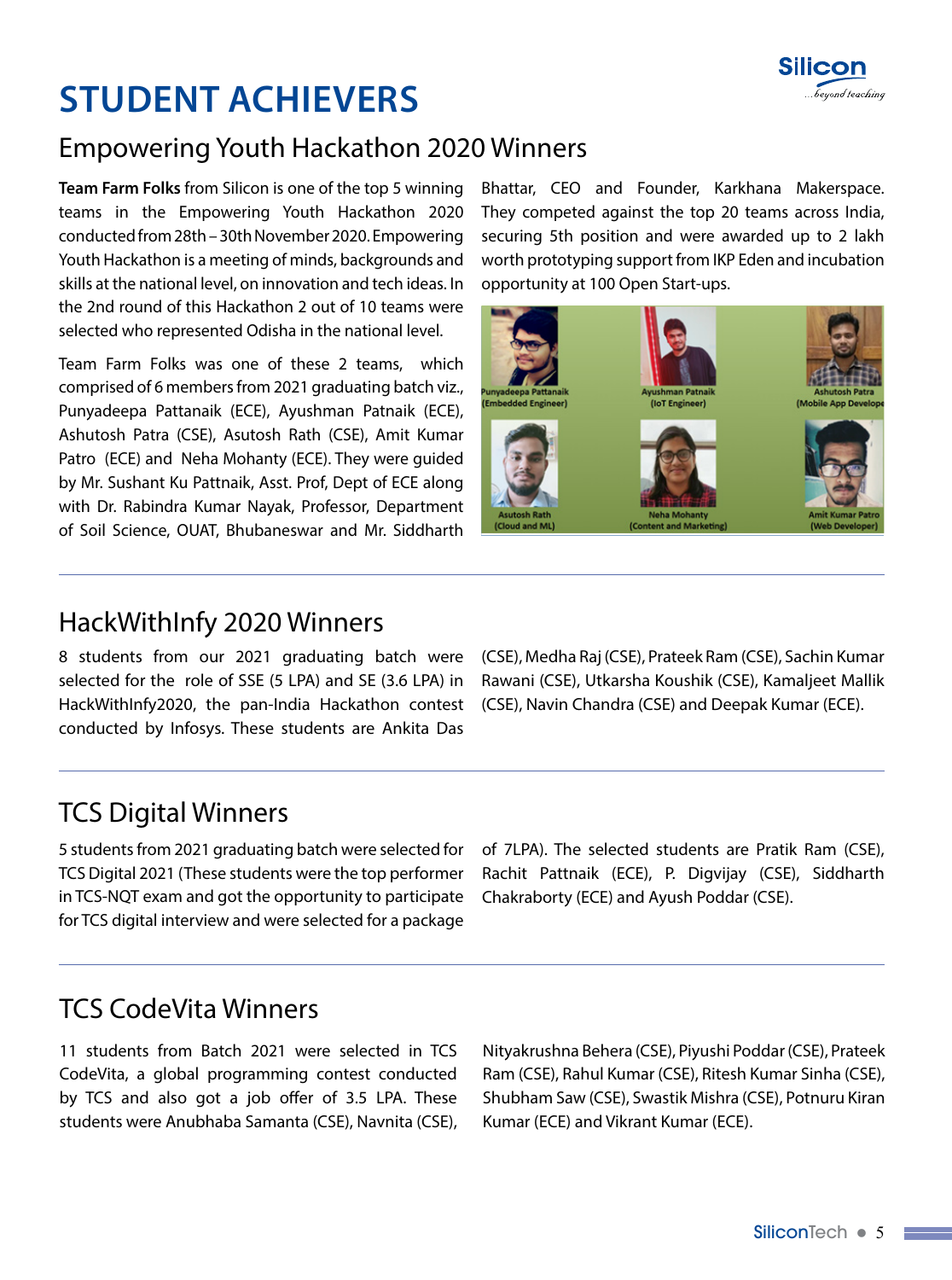# STUDENT ACHIEVERS

## Empowering Youth Hackathon 2020 Winners

**Team Farm Folks** from Silicon is one of the top 5 winning teams in the Empowering Youth Hackathon 2020 conducted from 28th – 30th November 2020. Empowering Youth Hackathon is a meeting of minds, backgrounds and skills at the national level, on innovation and tech ideas. In the 2nd round of this Hackathon 2 out of 10 teams were selected who represented Odisha in the national level.

Team Farm Folks was one of these 2 teams, which comprised of 6 members from 2021 graduating batch viz., Punyadeepa Pattanaik (ECE), Ayushman Patnaik (ECE), Ashutosh Patra (CSE), Asutosh Rath (CSE), Amit Kumar Patro (ECE) and Neha Mohanty (ECE). They were guided by Mr. Sushant Ku Pattnaik, Asst. Prof, Dept of ECE along with Dr. Rabindra Kumar Nayak, Professor, Department of Soil Science, OUAT, Bhubaneswar and Mr. Siddharth Bhattar, CEO and Founder, Karkhana Makerspace. They competed against the top 20 teams across India, securing 5th position and were awarded up to 2 lakh worth prototyping support from IKP Eden and incubation opportunity at 100 Open Start-ups.

Punyadeepa Pattanaik (Embedded Engineer)
Ayushman Patnaik (IoT Engineer)
Ashutosh Patra (Mobile App Developer)
Asutosh Rath (Cloud and ML)
Neha Mohanty (Content and Marketing)
Amit Kumar Patro (Web Developer)

## HackWithInfy 2020 Winners

8 students from our 2021 graduating batch were selected for the role of SSE (5 LPA) and SE (3.6 LPA) in HackWithInfy2020, the pan-India Hackathon contest conducted by Infosys. These students are Ankita Das (CSE), Medha Raj (CSE), Prateek Ram (CSE), Sachin Kumar Rawani (CSE), Utkarsha Koushik (CSE), Kamaljeet Mallik (CSE), Navin Chandra (CSE) and Deepak Kumar (ECE).

## TCS Digital Winners

5 students from 2021 graduating batch were selected for TCS Digital 2021 (These students were the top performer in TCS-NQT exam and got the opportunity to participate for TCS digital interview and were selected for a package of 7LPA). The selected students are Pratik Ram (CSE), Rachit Pattnaik (ECE), P. Digvijay (CSE), Siddharth Chakraborty (ECE) and Ayush Poddar (CSE).

## TCS CodeVita Winners

11 students from Batch 2021 were selected in TCS CodeVita, a global programming contest conducted by TCS and also got a job offer of 3.5 LPA. These students were Anubhaba Samanta (CSE), Navnita (CSE), Nityakrushna Behera (CSE), Piyushi Poddar (CSE), Prateek Ram (CSE), Rahul Kumar (CSE), Ritesh Kumar Sinha (CSE), Shubham Saw (CSE), Swastik Mishra (CSE), Potnuru Kiran Kumar (ECE) and Vikrant Kumar (ECE).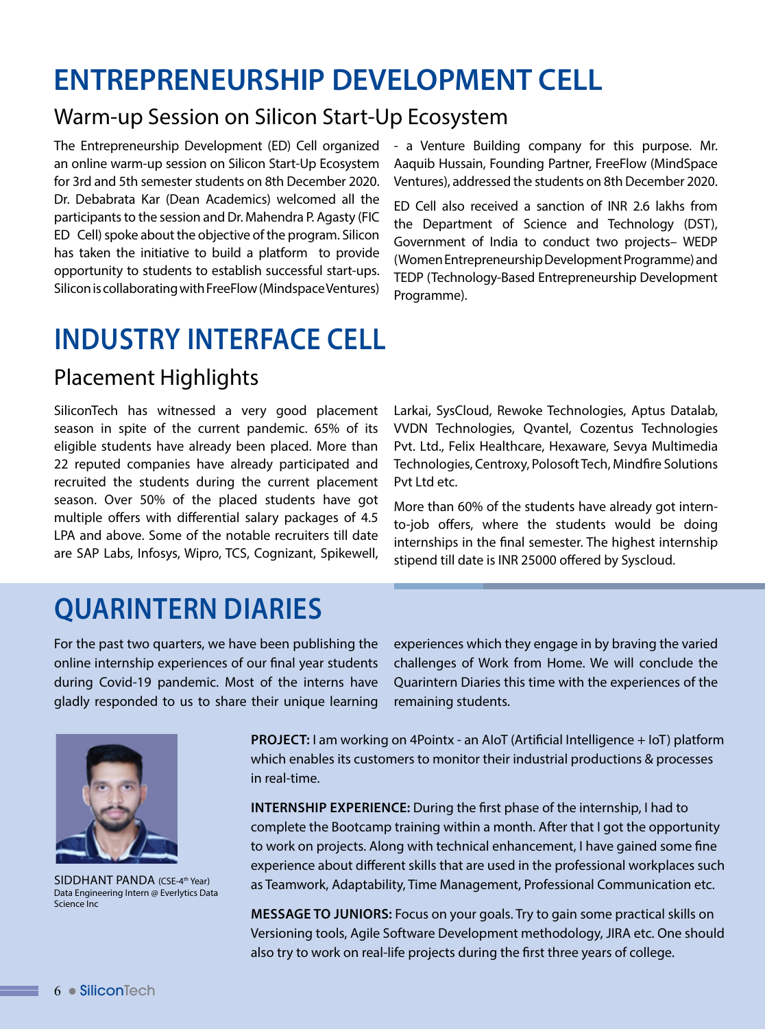# ENTREPRENEURSHIP DEVELOPMENT CELL

## Warm-up Session on Silicon Start-Up Ecosystem

The Entrepreneurship Development (ED) Cell organized an online warm-up session on Silicon Start-Up Ecosystem for 3rd and 5th semester students on 8th December 2020. Dr. Debabrata Kar (Dean Academics) welcomed all the participants to the session and Dr. Mahendra P. Agasty (FIC ED Cell) spoke about the objective of the program. Silicon has taken the initiative to build a platform to provide opportunity to students to establish successful start-ups. Silicon is collaborating with FreeFlow (Mindspace Ventures) - a Venture Building company for this purpose. Mr. Aaquib Hussain, Founding Partner, FreeFlow (MindSpace Ventures), addressed the students on 8th December 2020.

ED Cell also received a sanction of INR 2.6 lakhs from the Department of Science and Technology (DST), Government of India to conduct two projects– WEDP (Women Entrepreneurship Development Programme) and TEDP (Technology-Based Entrepreneurship Development Programme).

# INDUSTRY INTERFACE CELL

## Placement Highlights

SiliconTech has witnessed a very good placement season in spite of the current pandemic. 65% of its eligible students have already been placed. More than 22 reputed companies have already participated and recruited the students during the current placement season. Over 50% of the placed students have got multiple offers with differential salary packages of 4.5 LPA and above. Some of the notable recruiters till date are SAP Labs, Infosys, Wipro, TCS, Cognizant, Spikewell, Larkai, SysCloud, Rewoke Technologies, Aptus Datalab, VVDN Technologies, Qvantel, Cozentus Technologies Pvt. Ltd., Felix Healthcare, Hexaware, Sevya Multimedia Technologies, Centroxy, Polosoft Tech, Mindfire Solutions Pvt Ltd etc.

More than 60% of the students have already got intern-to-job offers, where the students would be doing internships in the final semester. The highest internship stipend till date is INR 25000 offered by Syscloud.

# QUARINTERN DIARIES

For the past two quarters, we have been publishing the online internship experiences of our final year students during Covid-19 pandemic. Most of the interns have gladly responded to us to share their unique learning experiences which they engage in by braving the varied challenges of Work from Home. We will conclude the Quarintern Diaries this time with the experiences of the remaining students.

SIDDHANT PANDA (CSE-4th Year)
Data Engineering Intern @ Everlytics Data Science Inc

**PROJECT:** I am working on 4Pointx - an AIoT (Artificial Intelligence + IoT) platform which enables its customers to monitor their industrial productions & processes in real-time.

**INTERNSHIP EXPERIENCE:** During the first phase of the internship, I had to complete the Bootcamp training within a month. After that I got the opportunity to work on projects. Along with technical enhancement, I have gained some fine experience about different skills that are used in the professional workplaces such as Teamwork, Adaptability, Time Management, Professional Communication etc.

**MESSAGE TO JUNIORS:** Focus on your goals. Try to gain some practical skills on Versioning tools, Agile Software Development methodology, JIRA etc. One should also try to work on real-life projects during the first three years of college.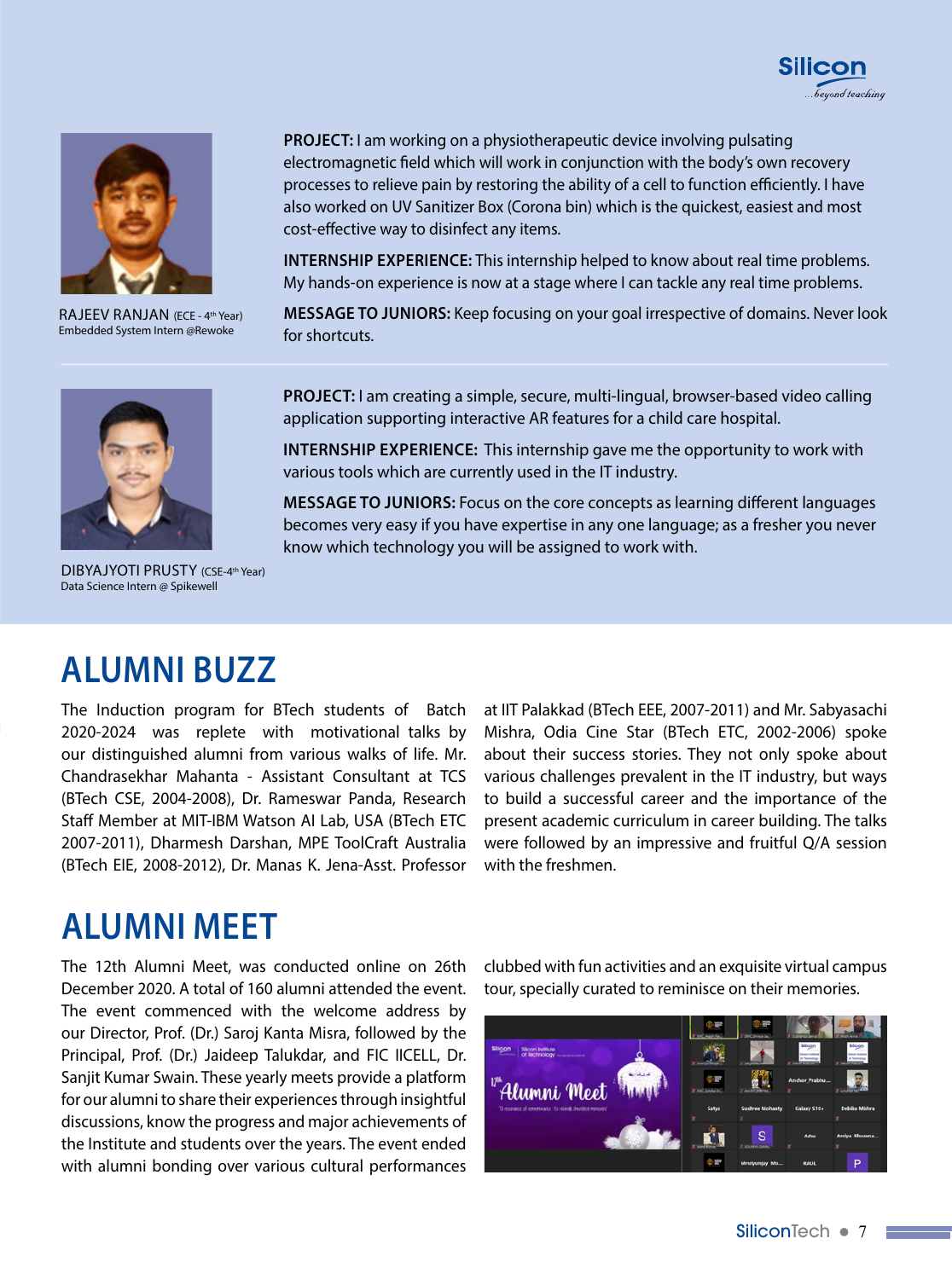RAJEEV RANJAN (ECE - 4th Year)
Embedded System Intern @Rewoke

**PROJECT:** I am working on a physiotherapeutic device involving pulsating electromagnetic field which will work in conjunction with the body's own recovery processes to relieve pain by restoring the ability of a cell to function efficiently. I have also worked on UV Sanitizer Box (Corona bin) which is the quickest, easiest and most cost-effective way to disinfect any items.

**INTERNSHIP EXPERIENCE:** This internship helped to know about real time problems. My hands-on experience is now at a stage where I can tackle any real time problems.

**MESSAGE TO JUNIORS:** Keep focusing on your goal irrespective of domains. Never look for shortcuts.

---

DIBYAJYOTI PRUSTY (CSE-4th Year)
Data Science Intern @ Spikewell

**PROJECT:** I am creating a simple, secure, multi-lingual, browser-based video calling application supporting interactive AR features for a child care hospital.

**INTERNSHIP EXPERIENCE:** This internship gave me the opportunity to work with various tools which are currently used in the IT industry.

**MESSAGE TO JUNIORS:** Focus on the core concepts as learning different languages becomes very easy if you have expertise in any one language; as a fresher you never know which technology you will be assigned to work with.

# ALUMNI BUZZ

The Induction program for BTech students of Batch 2020-2024 was replete with motivational talks by our distinguished alumni from various walks of life. Mr. Chandrasekhar Mahanta - Assistant Consultant at TCS (BTech CSE, 2004-2008), Dr. Rameswar Panda, Research Staff Member at MIT-IBM Watson AI Lab, USA (BTech ETC 2007-2011), Dharmesh Darshan, MPE ToolCraft Australia (BTech EIE, 2008-2012), Dr. Manas K. Jena-Asst. Professor at IIT Palakkad (BTech EEE, 2007-2011) and Mr. Sabyasachi Mishra, Odia Cine Star (BTech ETC, 2002-2006) spoke about their success stories. They not only spoke about various challenges prevalent in the IT industry, but ways to build a successful career and the importance of the present academic curriculum in career building. The talks were followed by an impressive and fruitful Q/A session with the freshmen.

# ALUMNI MEET

The 12th Alumni Meet, was conducted online on 26th December 2020. A total of 160 alumni attended the event. The event commenced with the welcome address by our Director, Prof. (Dr.) Saroj Kanta Misra, followed by the Principal, Prof. (Dr.) Jaideep Talukdar, and FIC IICELL, Dr. Sanjit Kumar Swain. These yearly meets provide a platform for our alumni to share their experiences through insightful discussions, know the progress and major achievements of the Institute and students over the years. The event ended with alumni bonding over various cultural performances clubbed with fun activities and an exquisite virtual campus tour, specially curated to reminisce on their memories.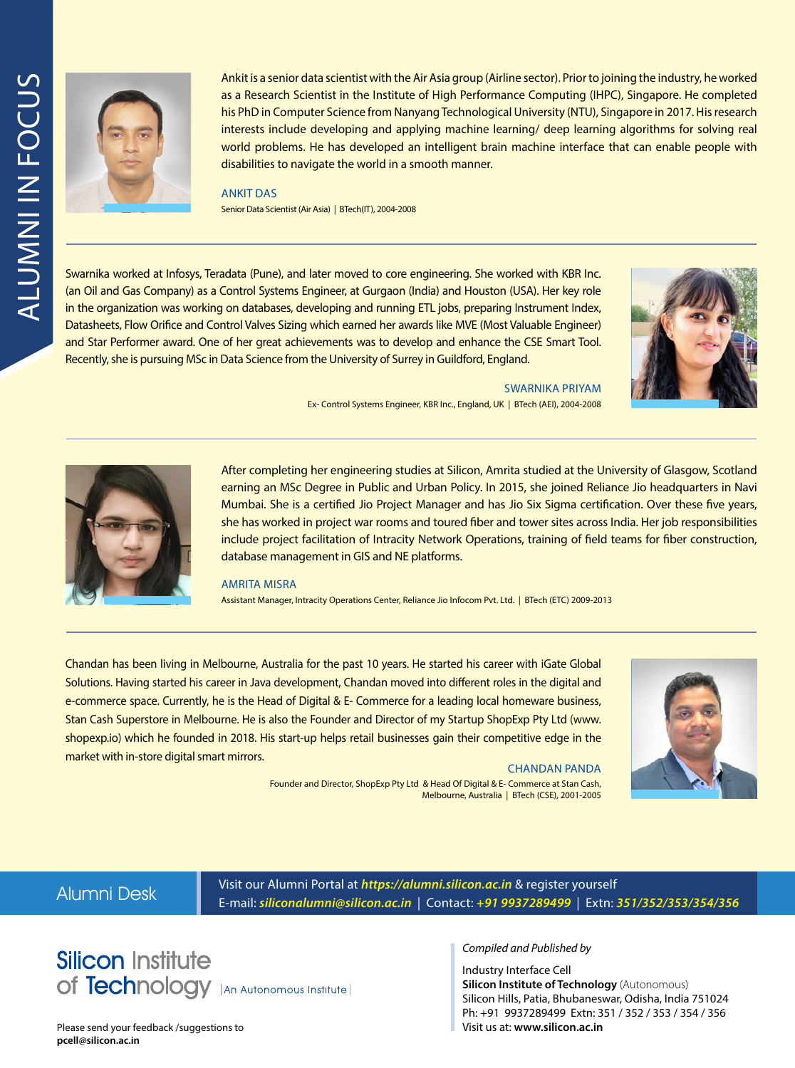# ALUMNI IN FOCUS

Ankit is a senior data scientist with the Air Asia group (Airline sector). Prior to joining the industry, he worked as a Research Scientist in the Institute of High Performance Computing (IHPC), Singapore. He completed his PhD in Computer Science from Nanyang Technological University (NTU), Singapore in 2017. His research interests include developing and applying machine learning/ deep learning algorithms for solving real world problems. He has developed an intelligent brain machine interface that can enable people with disabilities to navigate the world in a smooth manner.

**ANKIT DAS**
Senior Data Scientist (Air Asia) | BTech(IT), 2004-2008

---

Swarnika worked at Infosys, Teradata (Pune), and later moved to core engineering. She worked with KBR Inc. (an Oil and Gas Company) as a Control Systems Engineer, at Gurgaon (India) and Houston (USA). Her key role in the organization was working on databases, developing and running ETL jobs, preparing Instrument Index, Datasheets, Flow Orifice and Control Valves Sizing which earned her awards like MVE (Most Valuable Engineer) and Star Performer award. One of her great achievements was to develop and enhance the CSE Smart Tool. Recently, she is pursuing MSc in Data Science from the University of Surrey in Guildford, England.

**SWARNIKA PRIYAM**
Ex- Control Systems Engineer, KBR Inc., England, UK | BTech (AEI), 2004-2008

---

After completing her engineering studies at Silicon, Amrita studied at the University of Glasgow, Scotland earning an MSc Degree in Public and Urban Policy. In 2015, she joined Reliance Jio headquarters in Navi Mumbai. She is a certified Jio Project Manager and has Jio Six Sigma certification. Over these five years, she has worked in project war rooms and toured fiber and tower sites across India. Her job responsibilities include project facilitation of Intracity Network Operations, training of field teams for fiber construction, database management in GIS and NE platforms.

**AMRITA MISRA**
Assistant Manager, Intracity Operations Center, Reliance Jio Infocom Pvt. Ltd. | BTech (ETC) 2009-2013

---

Chandan has been living in Melbourne, Australia for the past 10 years. He started his career with iGate Global Solutions. Having started his career in Java development, Chandan moved into different roles in the digital and e-commerce space. Currently, he is the Head of Digital & E- Commerce for a leading local homeware business, Stan Cash Superstore in Melbourne. He is also the Founder and Director of my Startup ShopExp Pty Ltd (www.shopexp.io) which he founded in 2018. His start-up helps retail businesses gain their competitive edge in the market with in-store digital smart mirrors.

**CHANDAN PANDA**
Founder and Director, ShopExp Pty Ltd & Head Of Digital & E- Commerce at Stan Cash, Melbourne, Australia | BTech (CSE), 2001-2005

---

**Alumni Desk**

Visit our Alumni Portal at ***https://alumni.silicon.ac.in*** & register yourself
E-mail: ***siliconalumni@silicon.ac.in*** | Contact: ***+91 9937289499*** | Extn: ***351/352/353/354/356***

---

**Silicon Institute of Technology** | An Autonomous Institute |

Please send your feedback /suggestions to
**pcell@silicon.ac.in**

*Compiled and Published by*

Industry Interface Cell
**Silicon Institute of Technology** (Autonomous)
Silicon Hills, Patia, Bhubaneswar, Odisha, India 751024
Ph: +91 9937289499 Extn: 351 / 352 / 353 / 354 / 356
Visit us at: **www.silicon.ac.in**